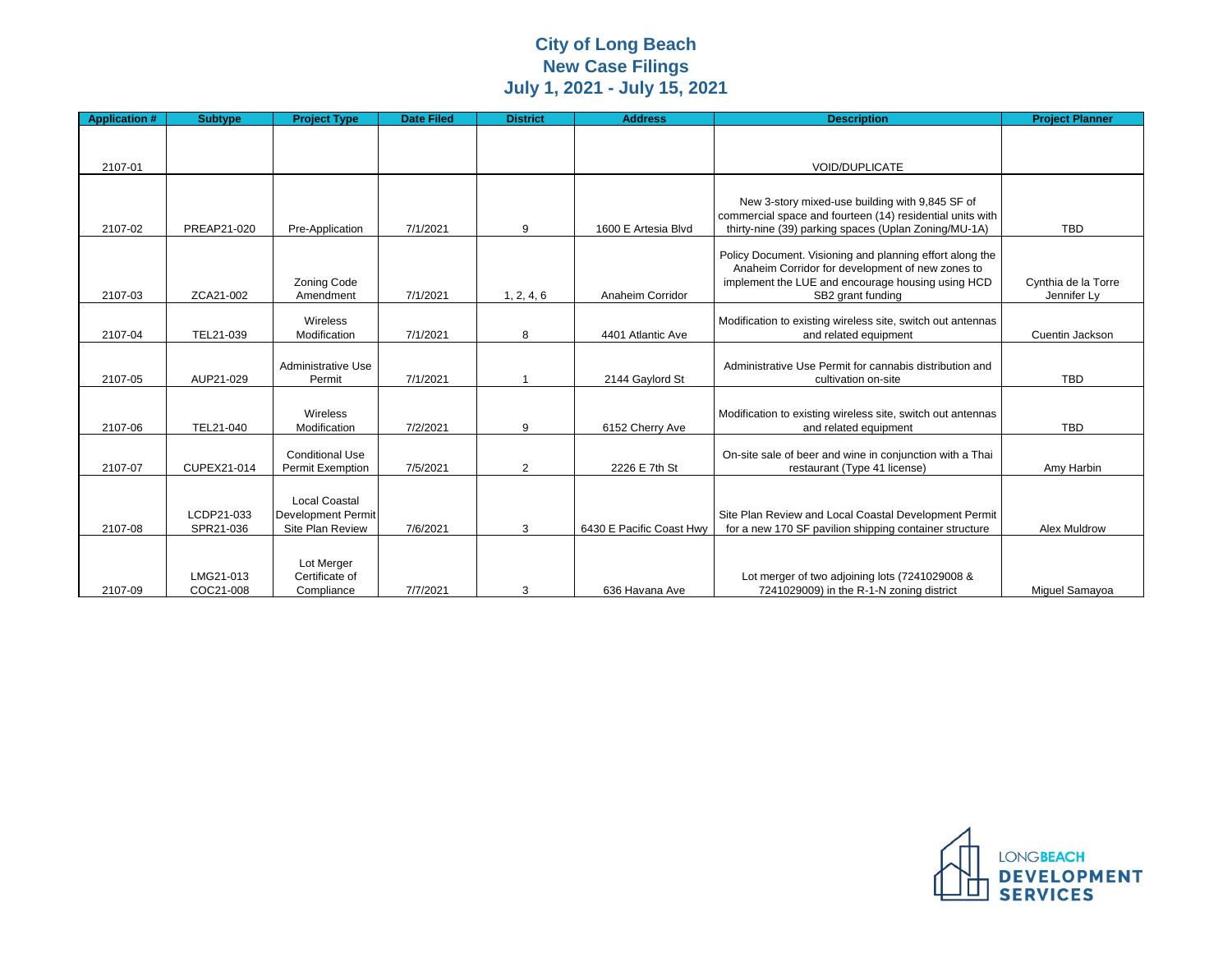# City of Long Beach
## New Case Filings
## July 1, 2021 - July 15, 2021

| Application # | Subtype | Project Type | Date Filed | District | Address | Description | Project Planner |
|---|---|---|---|---|---|---|---|
| 2107-01 | | | | | | VOID/DUPLICATE | |
| 2107-02 | PREAP21-020 | Pre-Application | 7/1/2021 | 9 | 1600 E Artesia Blvd | New 3-story mixed-use building with 9,845 SF of commercial space and fourteen (14) residential units with thirty-nine (39) parking spaces (Uplan Zoning/MU-1A) | TBD |
| 2107-03 | ZCA21-002 | Zoning Code Amendment | 7/1/2021 | 1, 2, 4, 6 | Anaheim Corridor | Policy Document. Visioning and planning effort along the Anaheim Corridor for development of new zones to implement the LUE and encourage housing using HCD SB2 grant funding | Cynthia de la Torre Jennifer Ly |
| 2107-04 | TEL21-039 | Wireless Modification | 7/1/2021 | 8 | 4401 Atlantic Ave | Modification to existing wireless site, switch out antennas and related equipment | Cuentin Jackson |
| 2107-05 | AUP21-029 | Administrative Use Permit | 7/1/2021 | 1 | 2144 Gaylord St | Administrative Use Permit for cannabis distribution and cultivation on-site | TBD |
| 2107-06 | TEL21-040 | Wireless Modification | 7/2/2021 | 9 | 6152 Cherry Ave | Modification to existing wireless site, switch out antennas and related equipment | TBD |
| 2107-07 | CUPEX21-014 | Conditional Use Permit Exemption | 7/5/2021 | 2 | 2226 E 7th St | On-site sale of beer and wine in conjunction with a Thai restaurant (Type 41 license) | Amy Harbin |
| 2107-08 | LCDP21-033 SPR21-036 | Local Coastal Development Permit Site Plan Review | 7/6/2021 | 3 | 6430 E Pacific Coast Hwy | Site Plan Review and Local Coastal Development Permit for a new 170 SF pavilion shipping container structure | Alex Muldrow |
| 2107-09 | LMG21-013 COC21-008 | Lot Merger Certificate of Compliance | 7/7/2021 | 3 | 636 Havana Ave | Lot merger of two adjoining lots (7241029008 & 7241029009) in the R-1-N zoning district | Miguel Samayoa |

LONGBEACH DEVELOPMENT SERVICES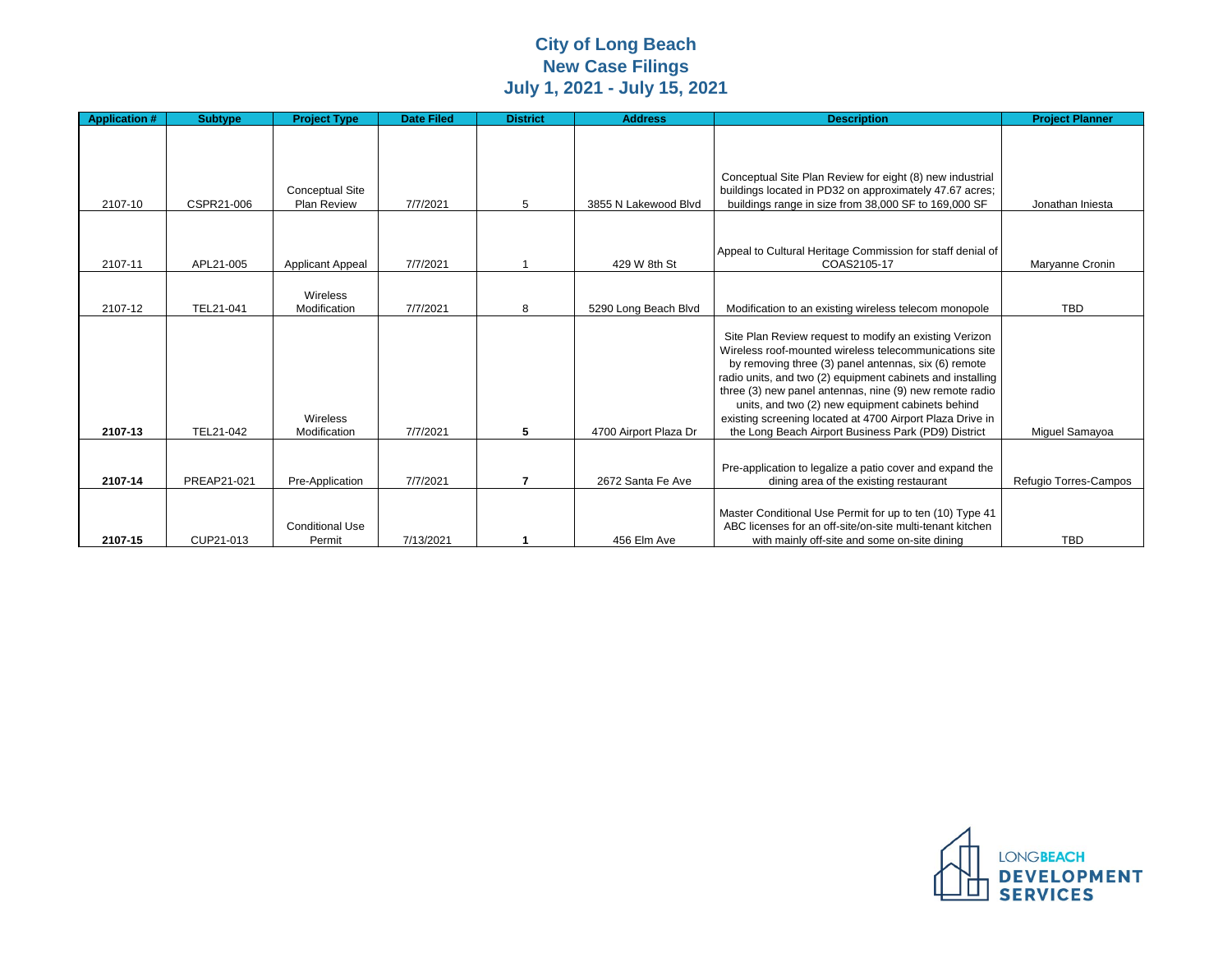# City of Long Beach
# New Case Filings
# July 1, 2021 - July 15, 2021

| Application # | Subtype | Project Type | Date Filed | District | Address | Description | Project Planner |
|---|---|---|---|---|---|---|---|
| 2107-10 | CSPR21-006 | Conceptual Site Plan Review | 7/7/2021 | 5 | 3855 N Lakewood Blvd | Conceptual Site Plan Review for eight (8) new industrial buildings located in PD32 on approximately 47.67 acres; buildings range in size from 38,000 SF to 169,000 SF | Jonathan Iniesta |
| 2107-11 | APL21-005 | Applicant Appeal | 7/7/2021 | 1 | 429 W 8th St | Appeal to Cultural Heritage Commission for staff denial of COAS2105-17 | Maryanne Cronin |
| 2107-12 | TEL21-041 | Wireless Modification | 7/7/2021 | 8 | 5290 Long Beach Blvd | Modification to an existing wireless telecom monopole | TBD |
| **2107-13** | TEL21-042 | Wireless Modification | 7/7/2021 | **5** | 4700 Airport Plaza Dr | Site Plan Review request to modify an existing Verizon Wireless roof-mounted wireless telecommunications site by removing three (3) panel antennas, six (6) remote radio units, and two (2) equipment cabinets and installing three (3) new panel antennas, nine (9) new remote radio units, and two (2) new equipment cabinets behind existing screening located at 4700 Airport Plaza Drive in the Long Beach Airport Business Park (PD9) District | Miguel Samayoa |
| **2107-14** | PREAP21-021 | Pre-Application | 7/7/2021 | **7** | 2672 Santa Fe Ave | Pre-application to legalize a patio cover and expand the dining area of the existing restaurant | Refugio Torres-Campos |
| **2107-15** | CUP21-013 | Conditional Use Permit | 7/13/2021 | **1** | 456 Elm Ave | Master Conditional Use Permit for up to ten (10) Type 41 ABC licenses for an off-site/on-site multi-tenant kitchen with mainly off-site and some on-site dining | TBD |

LONG BEACH DEVELOPMENT SERVICES